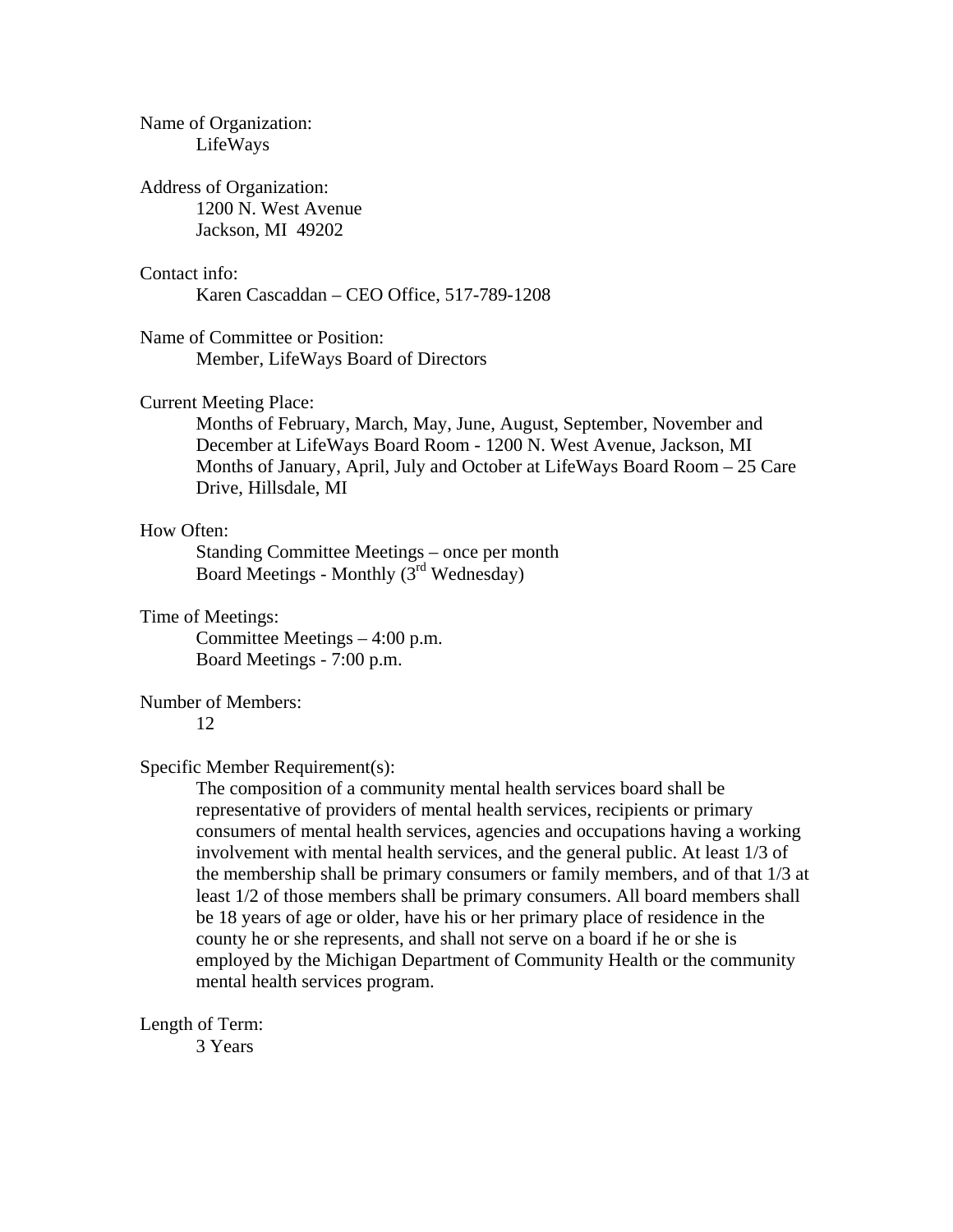Name of Organization:

LifeWays

Address of Organization:

1200 N. West Avenue
Jackson, MI 49202

Contact info:

Karen Cascaddan – CEO Office, 517-789-1208

Name of Committee or Position:

Member, LifeWays Board of Directors

Current Meeting Place:

Months of February, March, May, June, August, September, November and December at LifeWays Board Room - 1200 N. West Avenue, Jackson, MI
Months of January, April, July and October at LifeWays Board Room – 25 Care Drive, Hillsdale, MI

How Often:

Standing Committee Meetings – once per month
Board Meetings - Monthly (3rd Wednesday)

Time of Meetings:

Committee Meetings – 4:00 p.m.
Board Meetings - 7:00 p.m.

Number of Members:

12

Specific Member Requirement(s):

The composition of a community mental health services board shall be representative of providers of mental health services, recipients or primary consumers of mental health services, agencies and occupations having a working involvement with mental health services, and the general public. At least 1/3 of the membership shall be primary consumers or family members, and of that 1/3 at least 1/2 of those members shall be primary consumers. All board members shall be 18 years of age or older, have his or her primary place of residence in the county he or she represents, and shall not serve on a board if he or she is employed by the Michigan Department of Community Health or the community mental health services program.

Length of Term:

3 Years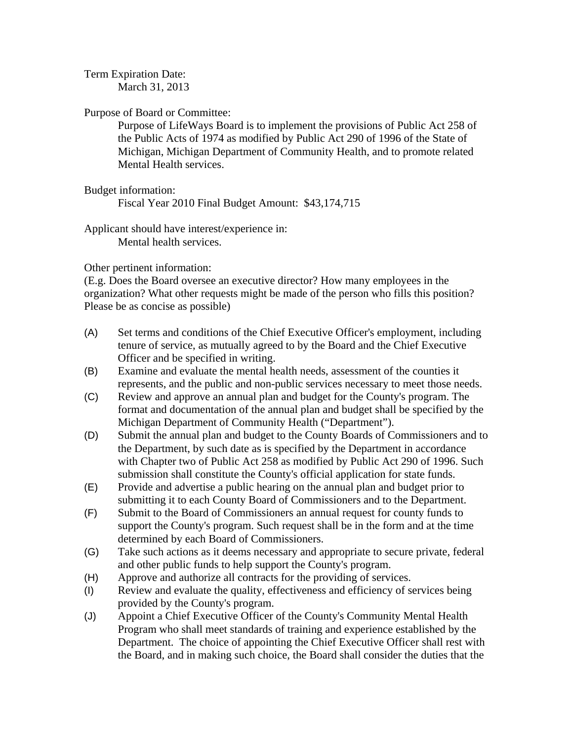Term Expiration Date:

March 31, 2013

Purpose of Board or Committee:

Purpose of LifeWays Board is to implement the provisions of Public Act 258 of the Public Acts of 1974 as modified by Public Act 290 of 1996 of the State of Michigan, Michigan Department of Community Health, and to promote related Mental Health services.

Budget information:

Fiscal Year 2010 Final Budget Amount: $43,174,715

Applicant should have interest/experience in:

Mental health services.

Other pertinent information:

(E.g. Does the Board oversee an executive director? How many employees in the organization? What other requests might be made of the person who fills this position? Please be as concise as possible)

(A) Set terms and conditions of the Chief Executive Officer's employment, including tenure of service, as mutually agreed to by the Board and the Chief Executive Officer and be specified in writing.

(B) Examine and evaluate the mental health needs, assessment of the counties it represents, and the public and non-public services necessary to meet those needs.

(C) Review and approve an annual plan and budget for the County's program. The format and documentation of the annual plan and budget shall be specified by the Michigan Department of Community Health ("Department").

(D) Submit the annual plan and budget to the County Boards of Commissioners and to the Department, by such date as is specified by the Department in accordance with Chapter two of Public Act 258 as modified by Public Act 290 of 1996. Such submission shall constitute the County's official application for state funds.

(E) Provide and advertise a public hearing on the annual plan and budget prior to submitting it to each County Board of Commissioners and to the Department.

(F) Submit to the Board of Commissioners an annual request for county funds to support the County's program. Such request shall be in the form and at the time determined by each Board of Commissioners.

(G) Take such actions as it deems necessary and appropriate to secure private, federal and other public funds to help support the County's program.

(H) Approve and authorize all contracts for the providing of services.

(I) Review and evaluate the quality, effectiveness and efficiency of services being provided by the County's program.

(J) Appoint a Chief Executive Officer of the County's Community Mental Health Program who shall meet standards of training and experience established by the Department. The choice of appointing the Chief Executive Officer shall rest with the Board, and in making such choice, the Board shall consider the duties that the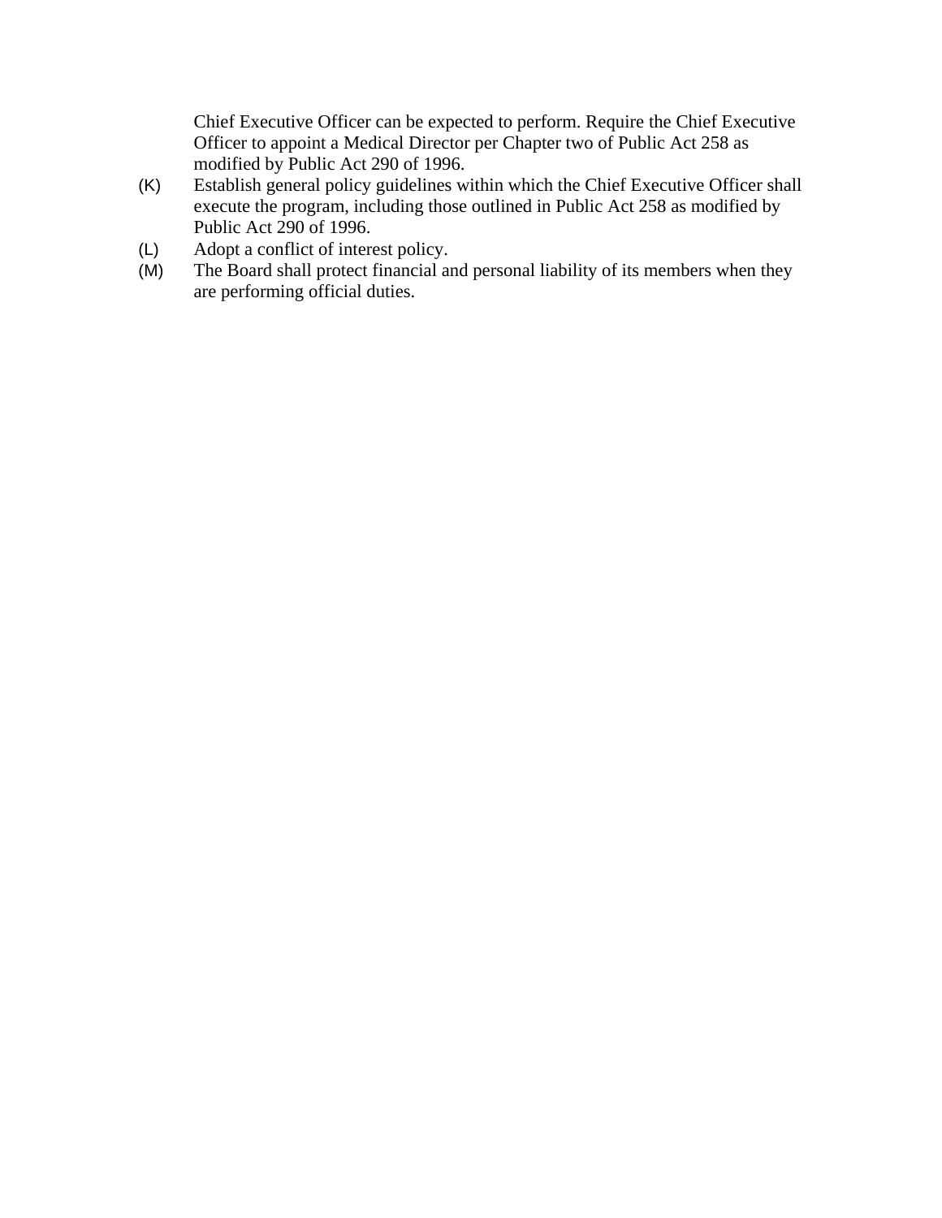Chief Executive Officer can be expected to perform. Require the Chief Executive Officer to appoint a Medical Director per Chapter two of Public Act 258 as modified by Public Act 290 of 1996.

(K) Establish general policy guidelines within which the Chief Executive Officer shall execute the program, including those outlined in Public Act 258 as modified by Public Act 290 of 1996.

(L) Adopt a conflict of interest policy.

(M) The Board shall protect financial and personal liability of its members when they are performing official duties.